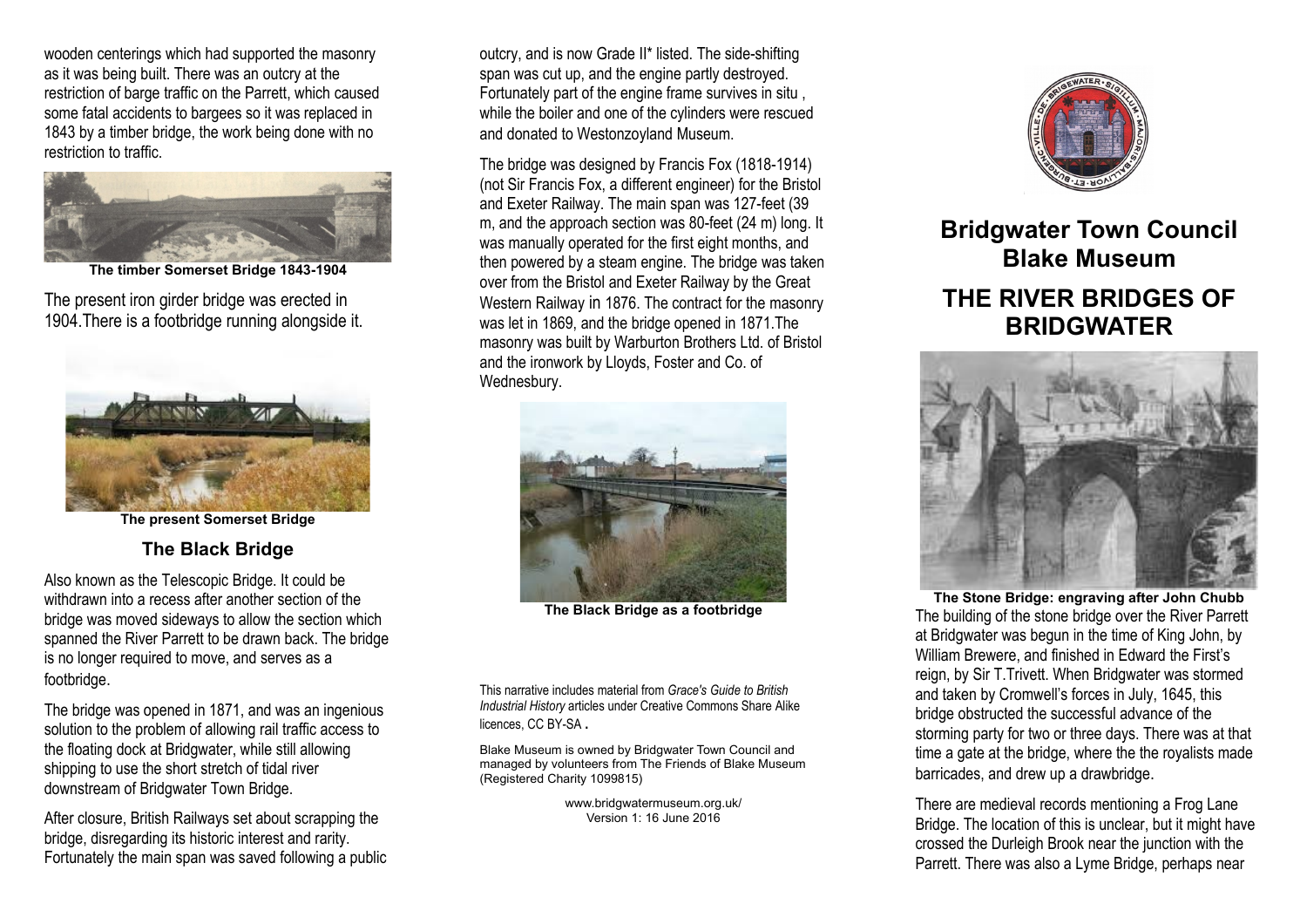wooden centerings which had supported the masonry as it was being built. There was an outcry at the restriction of barge traffic on the Parrett, which caused some fatal accidents to bargees so it was replaced in 1843 by a timber bridge, the work being done with no restriction to traffic.

**The timber Somerset Bridge 1843-1904**

The present iron girder bridge was erected in 1904.There is a footbridge running alongside it.

**The present Somerset Bridge**

### The Black Bridge

Also known as the Telescopic Bridge. It could be withdrawn into a recess after another section of the bridge was moved sideways to allow the section which spanned the River Parrett to be drawn back. The bridge is no longer required to move, and serves as a footbridge.

The bridge was opened in 1871, and was an ingenious solution to the problem of allowing rail traffic access to the floating dock at Bridgwater, while still allowing shipping to use the short stretch of tidal river downstream of Bridgwater Town Bridge.

After closure, British Railways set about scrapping the bridge, disregarding its historic interest and rarity. Fortunately the main span was saved following a public outcry, and is now Grade II* listed. The side-shifting span was cut up, and the engine partly destroyed. Fortunately part of the engine frame survives in situ , while the boiler and one of the cylinders were rescued and donated to Westonzoyland Museum.

The bridge was designed by Francis Fox (1818-1914) (not Sir Francis Fox, a different engineer) for the Bristol and Exeter Railway. The main span was 127-feet (39 m, and the approach section was 80-feet (24 m) long. It was manually operated for the first eight months, and then powered by a steam engine. The bridge was taken over from the Bristol and Exeter Railway by the Great Western Railway in 1876. The contract for the masonry was let in 1869, and the bridge opened in 1871.The masonry was built by Warburton Brothers Ltd. of Bristol and the ironwork by Lloyds, Foster and Co. of Wednesbury.

**The Black Bridge as a footbridge**

This narrative includes material from *Grace's Guide to British Industrial History* articles under Creative Commons Share Alike licences, CC BY-SA .

Blake Museum is owned by Bridgwater Town Council and managed by volunteers from The Friends of Blake Museum (Registered Charity 1099815)

www.bridgwatermuseum.org.uk/
Version 1: 16 June 2016

# Bridgwater Town Council
# Blake Museum

# THE RIVER BRIDGES OF BRIDGWATER

**The Stone Bridge: engraving after John Chubb**

The building of the stone bridge over the River Parrett at Bridgwater was begun in the time of King John, by William Brewere, and finished in Edward the First's reign, by Sir T.Trivett. When Bridgwater was stormed and taken by Cromwell's forces in July, 1645, this bridge obstructed the successful advance of the storming party for two or three days. There was at that time a gate at the bridge, where the the royalists made barricades, and drew up a drawbridge.

There are medieval records mentioning a Frog Lane Bridge. The location of this is unclear, but it might have crossed the Durleigh Brook near the junction with the Parrett. There was also a Lyme Bridge, perhaps near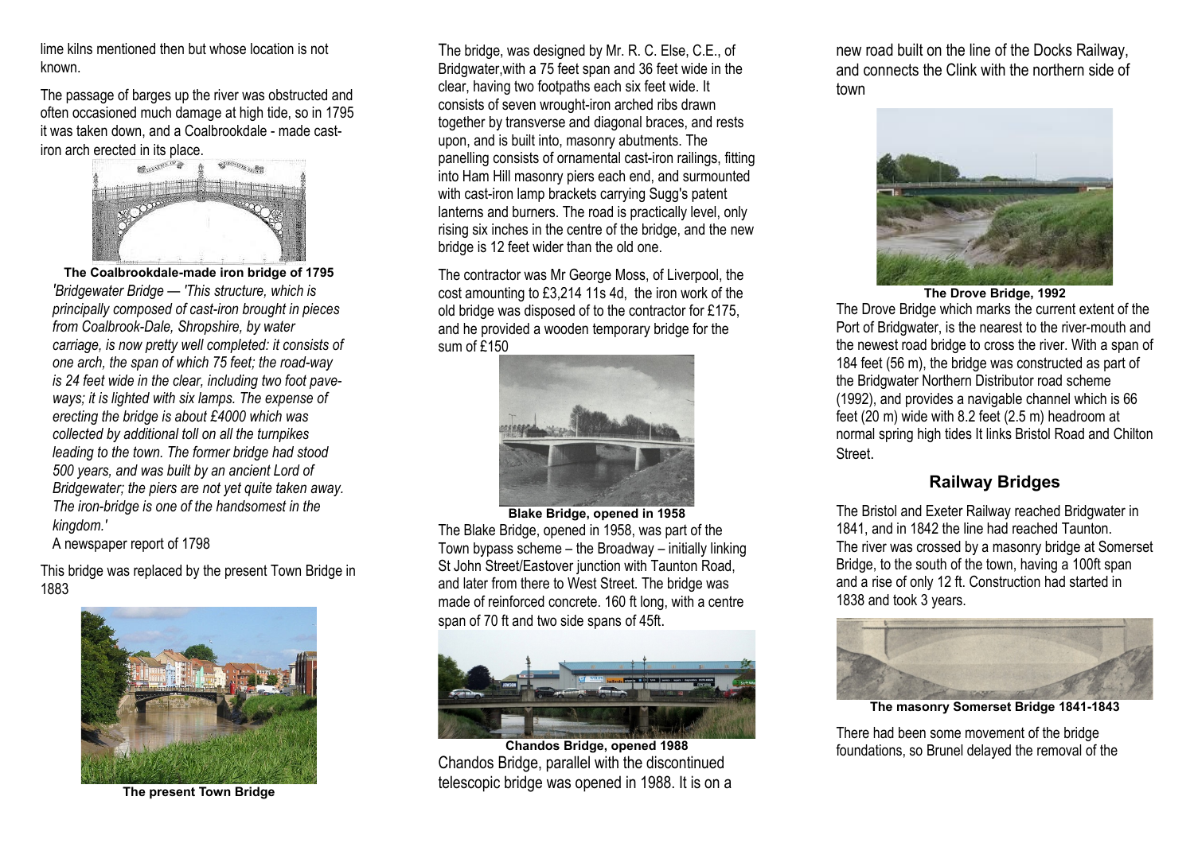lime kilns mentioned then but whose location is not known.

The passage of barges up the river was obstructed and often occasioned much damage at high tide, so in 1795 it was taken down, and a Coalbrookdale - made cast-iron arch erected in its place.

**The Coalbrookdale-made iron bridge of 1795**

*'Bridgewater Bridge — 'This structure, which is principally composed of cast-iron brought in pieces from Coalbrook-Dale, Shropshire, by water carriage, is now pretty well completed: it consists of one arch, the span of which 75 feet; the road-way is 24 feet wide in the clear, including two foot pave-ways; it is lighted with six lamps. The expense of erecting the bridge is about £4000 which was collected by additional toll on all the turnpikes leading to the town. The former bridge had stood 500 years, and was built by an ancient Lord of Bridgewater; the piers are not yet quite taken away. The iron-bridge is one of the handsomest in the kingdom.'*

A newspaper report of 1798

This bridge was replaced by the present Town Bridge in 1883

**The present Town Bridge**

The bridge, was designed by Mr. R. C. Else, C.E., of Bridgwater,with a 75 feet span and 36 feet wide in the clear, having two footpaths each six feet wide. It consists of seven wrought-iron arched ribs drawn together by transverse and diagonal braces, and rests upon, and is built into, masonry abutments. The panelling consists of ornamental cast-iron railings, fitting into Ham Hill masonry piers each end, and surmounted with cast-iron lamp brackets carrying Sugg's patent lanterns and burners. The road is practically level, only rising six inches in the centre of the bridge, and the new bridge is 12 feet wider than the old one.

The contractor was Mr George Moss, of Liverpool, the cost amounting to £3,214 11s 4d, the iron work of the old bridge was disposed of to the contractor for £175, and he provided a wooden temporary bridge for the sum of £150

**Blake Bridge, opened in 1958**

The Blake Bridge, opened in 1958, was part of the Town bypass scheme – the Broadway – initially linking St John Street/Eastover junction with Taunton Road, and later from there to West Street. The bridge was made of reinforced concrete. 160 ft long, with a centre span of 70 ft and two side spans of 45ft.

**Chandos Bridge, opened 1988**

Chandos Bridge, parallel with the discontinued telescopic bridge was opened in 1988. It is on a new road built on the line of the Docks Railway, and connects the Clink with the northern side of town

**The Drove Bridge, 1992**

The Drove Bridge which marks the current extent of the Port of Bridgwater, is the nearest to the river-mouth and the newest road bridge to cross the river. With a span of 184 feet (56 m), the bridge was constructed as part of the Bridgwater Northern Distributor road scheme (1992), and provides a navigable channel which is 66 feet (20 m) wide with 8.2 feet (2.5 m) headroom at normal spring high tides It links Bristol Road and Chilton Street.

## Railway Bridges

The Bristol and Exeter Railway reached Bridgwater in 1841, and in 1842 the line had reached Taunton. The river was crossed by a masonry bridge at Somerset Bridge, to the south of the town, having a 100ft span and a rise of only 12 ft. Construction had started in 1838 and took 3 years.

**The masonry Somerset Bridge 1841-1843**

There had been some movement of the bridge foundations, so Brunel delayed the removal of the